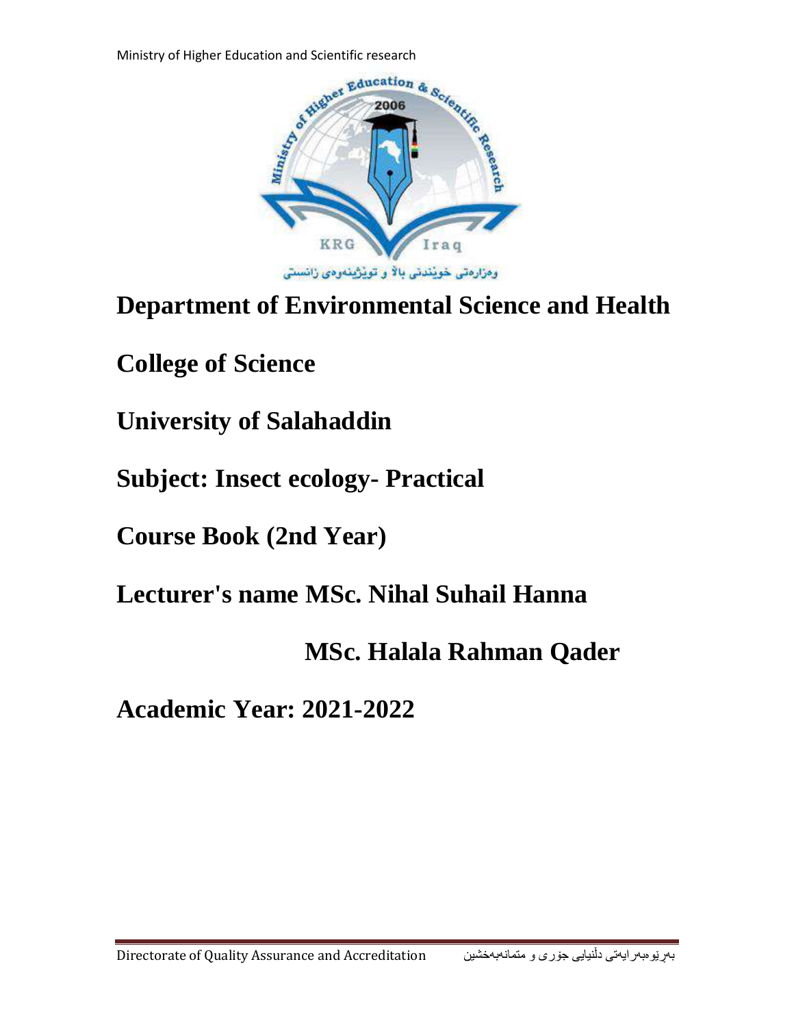Ministry of Higher Education and Scientific research

# Department of Environmental Science and Health

# College of Science

# University of Salahaddin

# Subject: Insect ecology- Practical

# Course Book (2nd Year)

# Lecturer's name MSc. Nihal Suhail Hanna

# MSc. Halala Rahman Qader

# Academic Year: 2021-2022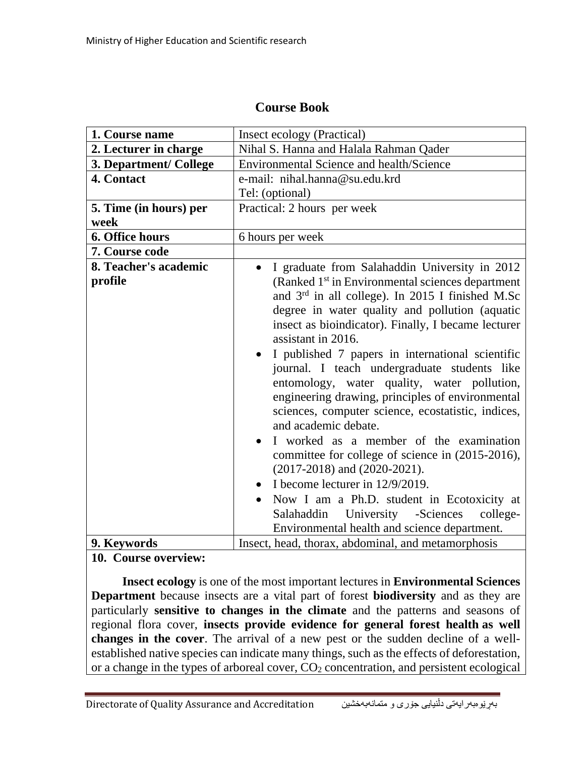# Course Book

| | |
|---|---|
| **1. Course name** | Insect ecology (Practical) |
| **2. Lecturer in charge** | Nihal S. Hanna and Halala Rahman Qader |
| **3. Department/ College** | Environmental Science and health/Science |
| **4. Contact** | e-mail: nihal.hanna@su.edu.krd<br>Tel: (optional) |
| **5. Time (in hours) per week** | Practical: 2 hours per week |
| **6. Office hours** | 6 hours per week |
| **7. Course code** | |
| **8. Teacher's academic profile** | • I graduate from Salahaddin University in 2012 (Ranked 1st in Environmental sciences department and 3rd in all college). In 2015 I finished M.Sc degree in water quality and pollution (aquatic insect as bioindicator). Finally, I became lecturer assistant in 2016.<br>• I published 7 papers in international scientific journal. I teach undergraduate students like entomology, water quality, water pollution, engineering drawing, principles of environmental sciences, computer science, ecostatistic, indices, and academic debate.<br>• I worked as a member of the examination committee for college of science in (2015-2016), (2017-2018) and (2020-2021).<br>• I become lecturer in 12/9/2019.<br>• Now I am a Ph.D. student in Ecotoxicity at Salahaddin University -Sciences college-Environmental health and science department. |
| **9. Keywords** | Insect, head, thorax, abdominal, and metamorphosis |

**10. Course overview:**

**Insect ecology** is one of the most important lectures in **Environmental Sciences Department** because insects are a vital part of forest **biodiversity** and as they are particularly **sensitive to changes in the climate** and the patterns and seasons of regional flora cover, **insects provide evidence for general forest health as well changes in the cover**. The arrival of a new pest or the sudden decline of a well-established native species can indicate many things, such as the effects of deforestation, or a change in the types of arboreal cover, $CO_2$ concentration, and persistent ecological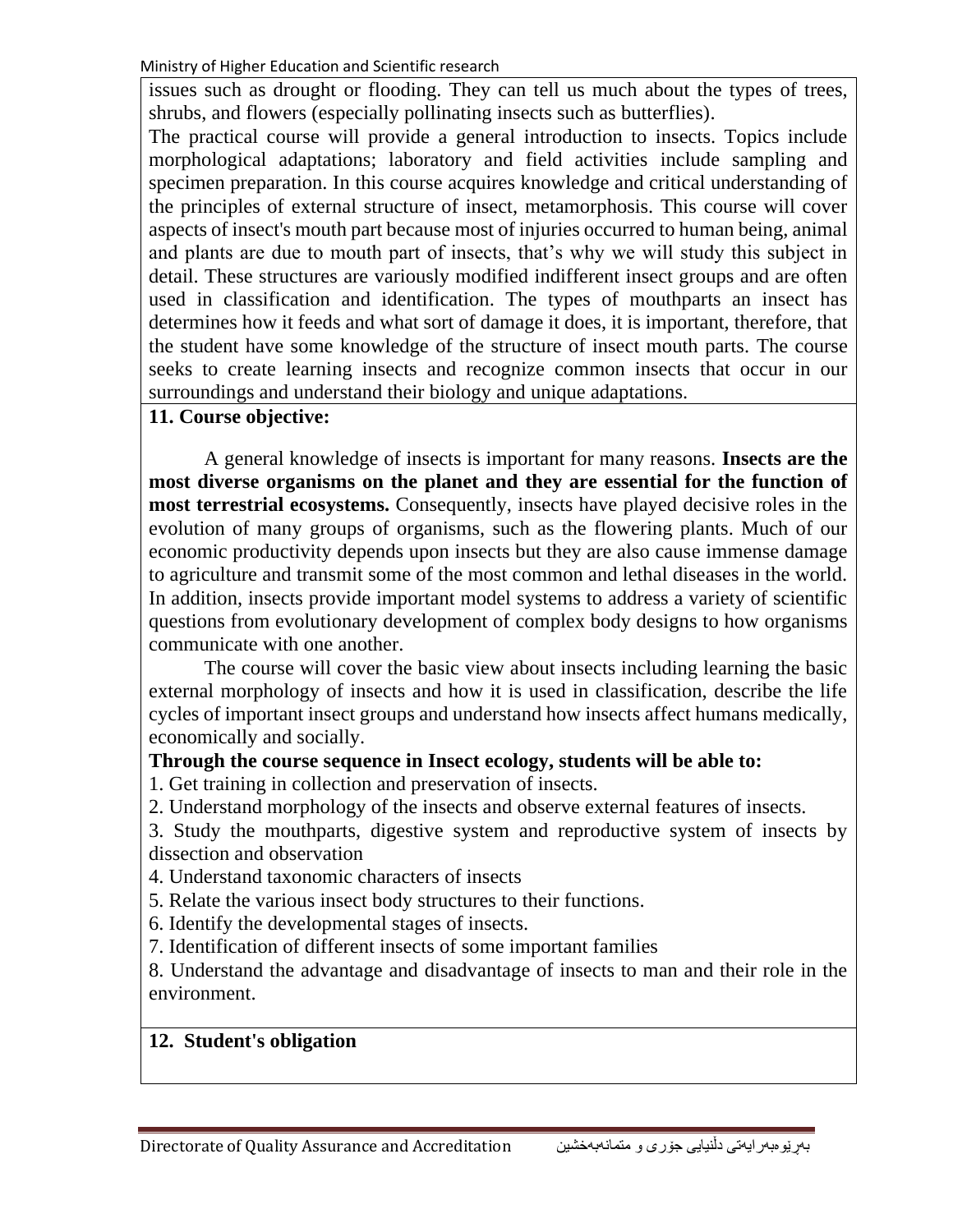issues such as drought or flooding. They can tell us much about the types of trees, shrubs, and flowers (especially pollinating insects such as butterflies).

The practical course will provide a general introduction to insects. Topics include morphological adaptations; laboratory and field activities include sampling and specimen preparation. In this course acquires knowledge and critical understanding of the principles of external structure of insect, metamorphosis. This course will cover aspects of insect's mouth part because most of injuries occurred to human being, animal and plants are due to mouth part of insects, that's why we will study this subject in detail. These structures are variously modified indifferent insect groups and are often used in classification and identification. The types of mouthparts an insect has determines how it feeds and what sort of damage it does, it is important, therefore, that the student have some knowledge of the structure of insect mouth parts. The course seeks to create learning insects and recognize common insects that occur in our surroundings and understand their biology and unique adaptations.

## 11. Course objective:

A general knowledge of insects is important for many reasons. **Insects are the most diverse organisms on the planet and they are essential for the function of most terrestrial ecosystems.** Consequently, insects have played decisive roles in the evolution of many groups of organisms, such as the flowering plants. Much of our economic productivity depends upon insects but they are also cause immense damage to agriculture and transmit some of the most common and lethal diseases in the world. In addition, insects provide important model systems to address a variety of scientific questions from evolutionary development of complex body designs to how organisms communicate with one another.

The course will cover the basic view about insects including learning the basic external morphology of insects and how it is used in classification, describe the life cycles of important insect groups and understand how insects affect humans medically, economically and socially.

**Through the course sequence in Insect ecology, students will be able to:**

1. Get training in collection and preservation of insects.
2. Understand morphology of the insects and observe external features of insects.
3. Study the mouthparts, digestive system and reproductive system of insects by dissection and observation
4. Understand taxonomic characters of insects
5. Relate the various insect body structures to their functions.
6. Identify the developmental stages of insects.
7. Identification of different insects of some important families
8. Understand the advantage and disadvantage of insects to man and their role in the environment.

## 12. Student's obligation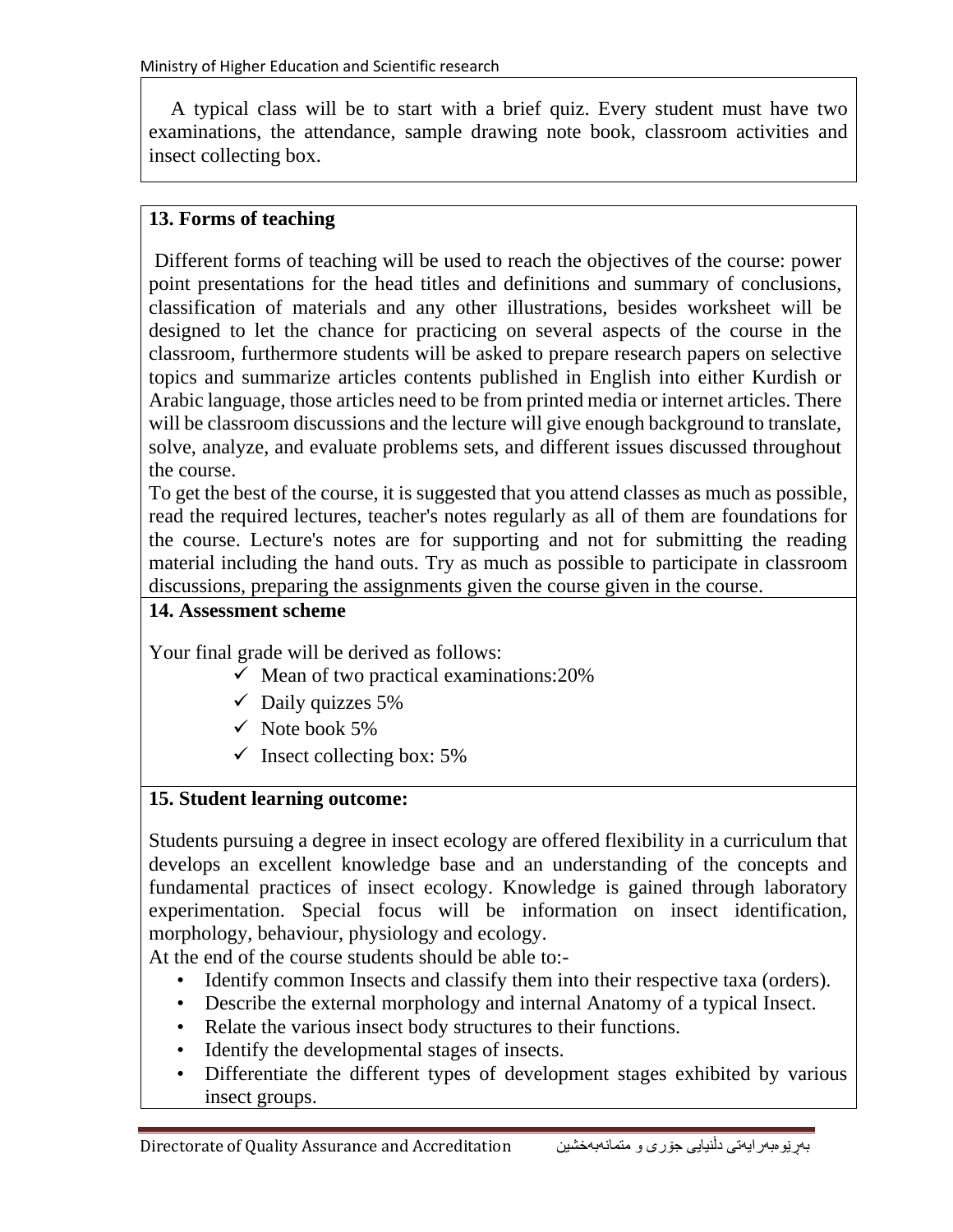A typical class will be to start with a brief quiz. Every student must have two examinations, the attendance, sample drawing note book, classroom activities and insect collecting box.

**13. Forms of teaching**

Different forms of teaching will be used to reach the objectives of the course: power point presentations for the head titles and definitions and summary of conclusions, classification of materials and any other illustrations, besides worksheet will be designed to let the chance for practicing on several aspects of the course in the classroom, furthermore students will be asked to prepare research papers on selective topics and summarize articles contents published in English into either Kurdish or Arabic language, those articles need to be from printed media or internet articles. There will be classroom discussions and the lecture will give enough background to translate, solve, analyze, and evaluate problems sets, and different issues discussed throughout the course.

To get the best of the course, it is suggested that you attend classes as much as possible, read the required lectures, teacher's notes regularly as all of them are foundations for the course. Lecture's notes are for supporting and not for submitting the reading material including the hand outs. Try as much as possible to participate in classroom discussions, preparing the assignments given the course given in the course.

**14. Assessment scheme**

Your final grade will be derived as follows:

- ✓ Mean of two practical examinations:20%
- ✓ Daily quizzes 5%
- ✓ Note book 5%
- ✓ Insect collecting box: 5%

**15. Student learning outcome:**

Students pursuing a degree in insect ecology are offered flexibility in a curriculum that develops an excellent knowledge base and an understanding of the concepts and fundamental practices of insect ecology. Knowledge is gained through laboratory experimentation. Special focus will be information on insect identification, morphology, behaviour, physiology and ecology.

At the end of the course students should be able to:-

- Identify common Insects and classify them into their respective taxa (orders).
- Describe the external morphology and internal Anatomy of a typical Insect.
- Relate the various insect body structures to their functions.
- Identify the developmental stages of insects.
- Differentiate the different types of development stages exhibited by various insect groups.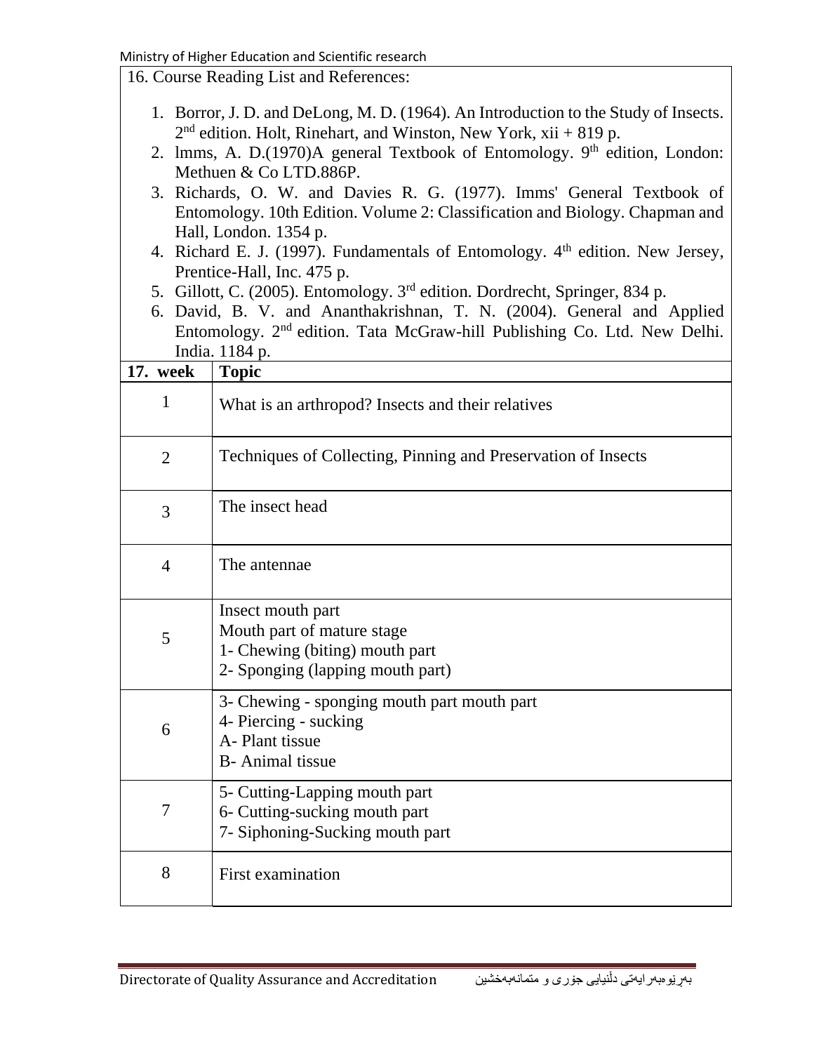16. Course Reading List and References:

1. Borror, J. D. and DeLong, M. D. (1964). An Introduction to the Study of Insects. 2nd edition. Holt, Rinehart, and Winston, New York, xii + 819 p.
2. lmms, A. D.(1970)A general Textbook of Entomology. 9th edition, London: Methuen & Co LTD.886P.
3. Richards, O. W. and Davies R. G. (1977). Imms' General Textbook of Entomology. 10th Edition. Volume 2: Classification and Biology. Chapman and Hall, London. 1354 p.
4. Richard E. J. (1997). Fundamentals of Entomology. 4th edition. New Jersey, Prentice-Hall, Inc. 475 p.
5. Gillott, C. (2005). Entomology. 3rd edition. Dordrecht, Springer, 834 p.
6. David, B. V. and Ananthakrishnan, T. N. (2004). General and Applied Entomology. 2nd edition. Tata McGraw-hill Publishing Co. Ltd. New Delhi. India. 1184 p.

| 17. week | Topic |
|---|---|
| 1 | What is an arthropod? Insects and their relatives |
| 2 | Techniques of Collecting, Pinning and Preservation of Insects |
| 3 | The insect head |
| 4 | The antennae |
| 5 | Insect mouth part<br>Mouth part of mature stage<br>1- Chewing (biting) mouth part<br>2- Sponging (lapping mouth part) |
| 6 | 3- Chewing - sponging mouth part mouth part<br>4- Piercing - sucking<br>A- Plant tissue<br>B- Animal tissue |
| 7 | 5- Cutting-Lapping mouth part<br>6- Cutting-sucking mouth part<br>7- Siphoning-Sucking mouth part |
| 8 | First examination |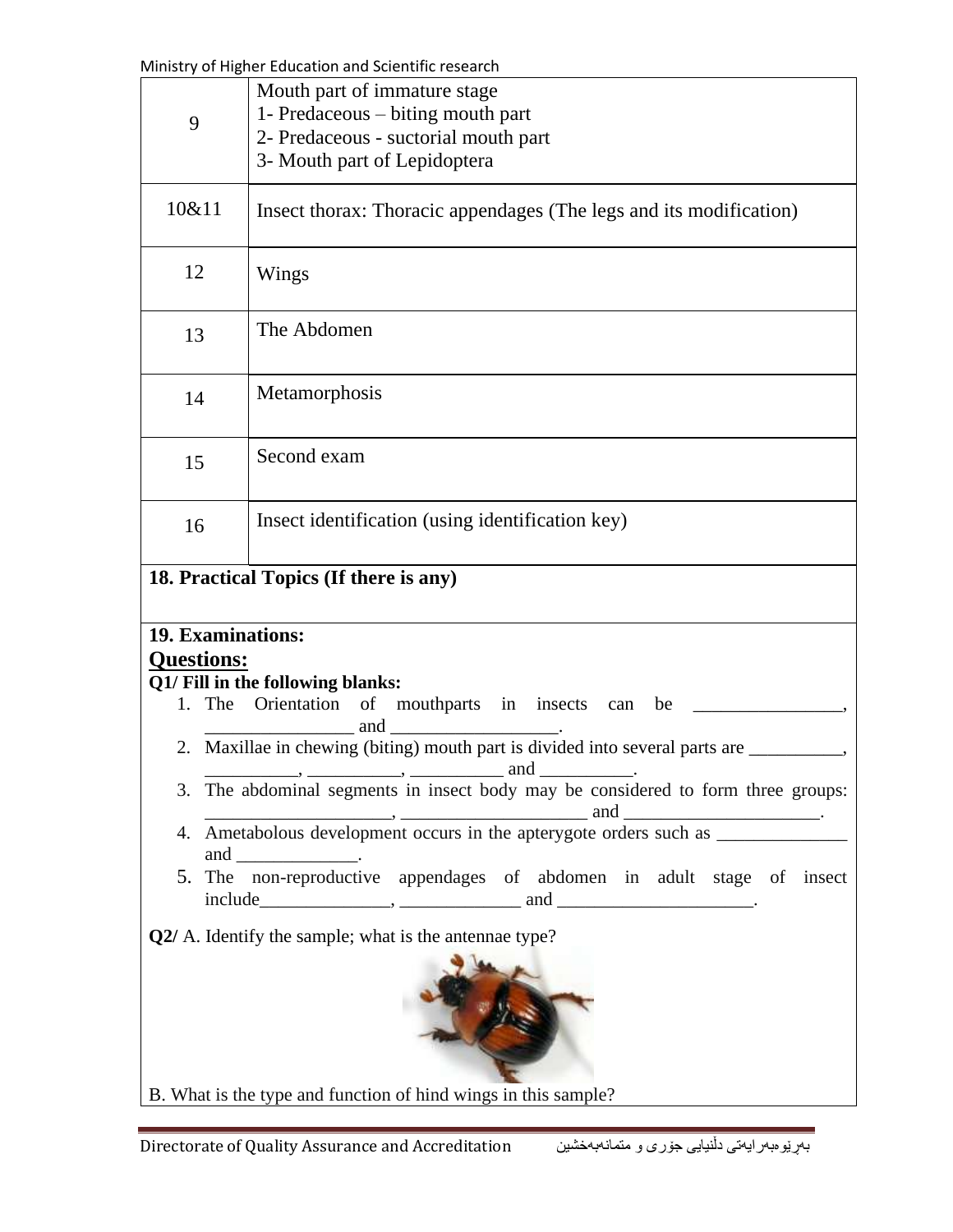| | |
|---|---|
| 9 | Mouth part of immature stage<br>1- Predaceous – biting mouth part<br>2- Predaceous - suctorial mouth part<br>3- Mouth part of Lepidoptera |
| 10&11 | Insect thorax: Thoracic appendages (The legs and its modification) |
| 12 | Wings |
| 13 | The Abdomen |
| 14 | Metamorphosis |
| 15 | Second exam |
| 16 | Insect identification (using identification key) |

**18. Practical Topics (If there is any)**

**19. Examinations:**

**Questions:**

**Q1/ Fill in the following blanks:**

1. The Orientation of mouthparts in insects can be ________________, ________________ and __________________.
2. Maxillae in chewing (biting) mouth part is divided into several parts are __________, __________, __________, __________ and __________.
3. The abdominal segments in insect body may be considered to form three groups: ____________________, ____________________ and _____________________.
4. Ametabolous development occurs in the apterygote orders such as ______________ and _____________.
5. The non-reproductive appendages of abdomen in adult stage of insect include______________, _____________ and _____________________.

**Q2/** A. Identify the sample; what is the antennae type?

B. What is the type and function of hind wings in this sample?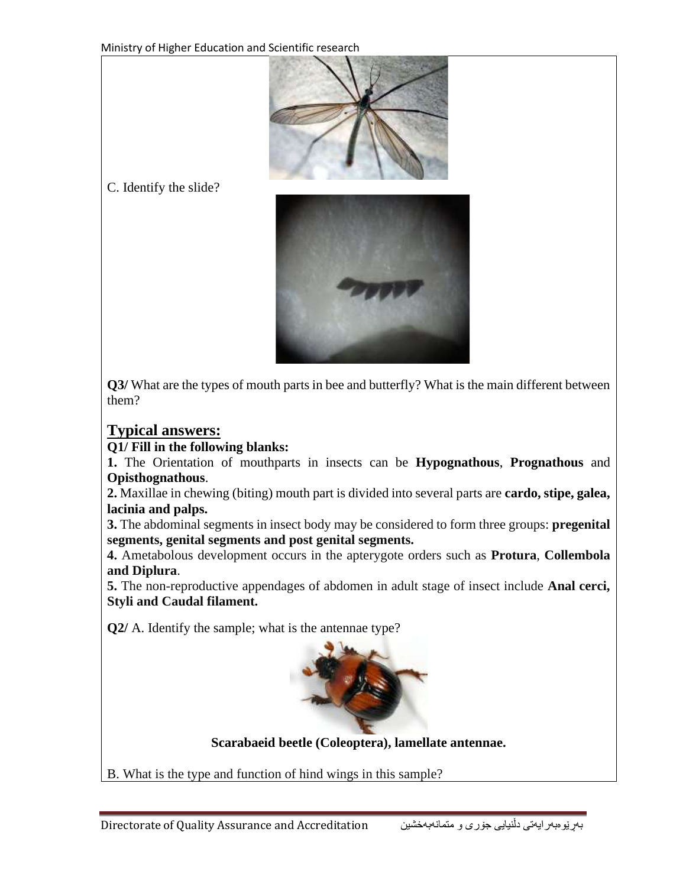C. Identify the slide?

**Q3/** What are the types of mouth parts in bee and butterfly? What is the main different between them?

## Typical answers:

**Q1/ Fill in the following blanks:**

**1.** The Orientation of mouthparts in insects can be **Hypognathous**, **Prognathous** and **Opisthognathous**.

**2.** Maxillae in chewing (biting) mouth part is divided into several parts are **cardo, stipe, galea, lacinia and palps.**

**3.** The abdominal segments in insect body may be considered to form three groups: **pregenital segments, genital segments and post genital segments.**

**4.** Ametabolous development occurs in the apterygote orders such as **Protura**, **Collembola and Diplura**.

**5.** The non-reproductive appendages of abdomen in adult stage of insect include **Anal cerci, Styli and Caudal filament.**

**Q2/** A. Identify the sample; what is the antennae type?

**Scarabaeid beetle (Coleoptera), lamellate antennae.**

B. What is the type and function of hind wings in this sample?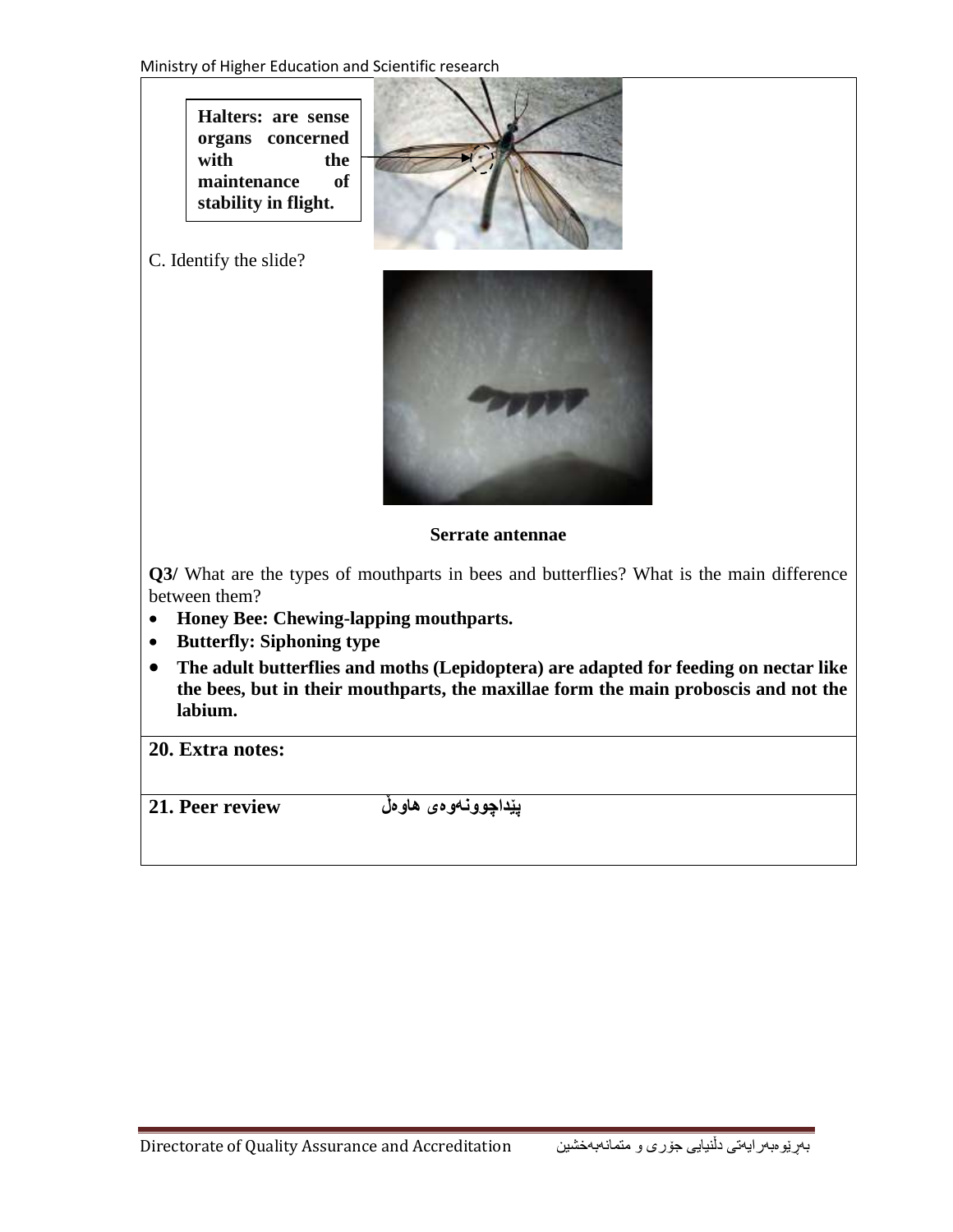**Halters: are sense organs concerned with the maintenance of stability in flight.**

C. Identify the slide?

**Serrate antennae**

**Q3/** What are the types of mouthparts in bees and butterflies? What is the main difference between them?

- **Honey Bee: Chewing-lapping mouthparts.**
- **Butterfly: Siphoning type**
- **The adult butterflies and moths (Lepidoptera) are adapted for feeding on nectar like the bees, but in their mouthparts, the maxillae form the main proboscis and not the labium.**

**20. Extra notes:**

**21. Peer review** **پێداچوونەوەی هاوەڵ**